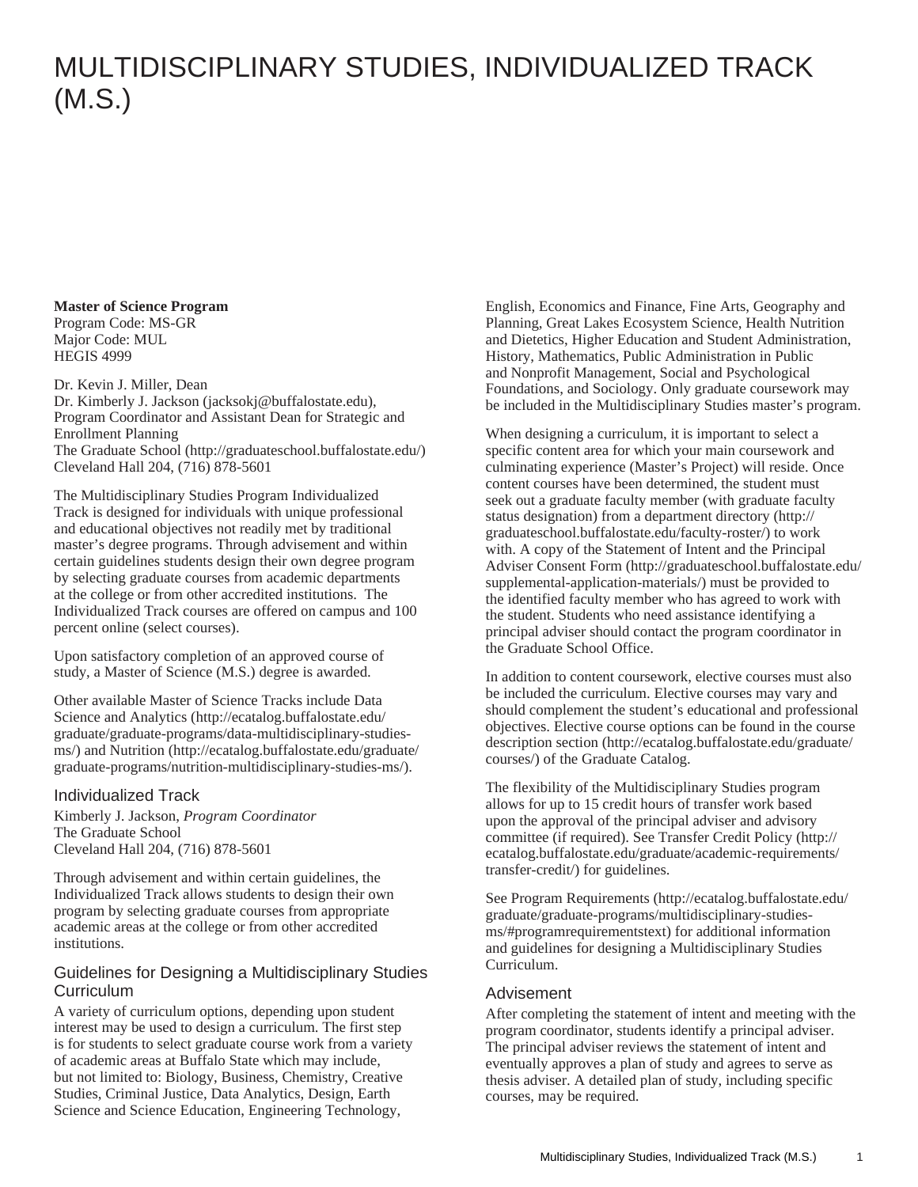# MULTIDISCIPLINARY STUDIES, INDIVIDUALIZED TRACK (M.S.)

**Master of Science Program**
Program Code: MS-GR
Major Code: MUL
HEGIS 4999

Dr. Kevin J. Miller, Dean
Dr. Kimberly J. Jackson (jacksokj@buffalostate.edu), Program Coordinator and Assistant Dean for Strategic and Enrollment Planning
The Graduate School (http://graduateschool.buffalostate.edu/)
Cleveland Hall 204, (716) 878-5601

The Multidisciplinary Studies Program Individualized Track is designed for individuals with unique professional and educational objectives not readily met by traditional master's degree programs. Through advisement and within certain guidelines students design their own degree program by selecting graduate courses from academic departments at the college or from other accredited institutions. The Individualized Track courses are offered on campus and 100 percent online (select courses).

Upon satisfactory completion of an approved course of study, a Master of Science (M.S.) degree is awarded.

Other available Master of Science Tracks include Data Science and Analytics (http://ecatalog.buffalostate.edu/graduate/graduate-programs/data-multidisciplinary-studies-ms/) and Nutrition (http://ecatalog.buffalostate.edu/graduate/graduate-programs/nutrition-multidisciplinary-studies-ms/).

## Individualized Track

Kimberly J. Jackson, *Program Coordinator*
The Graduate School
Cleveland Hall 204, (716) 878-5601

Through advisement and within certain guidelines, the Individualized Track allows students to design their own program by selecting graduate courses from appropriate academic areas at the college or from other accredited institutions.

## Guidelines for Designing a Multidisciplinary Studies Curriculum

A variety of curriculum options, depending upon student interest may be used to design a curriculum. The first step is for students to select graduate course work from a variety of academic areas at Buffalo State which may include, but not limited to: Biology, Business, Chemistry, Creative Studies, Criminal Justice, Data Analytics, Design, Earth Science and Science Education, Engineering Technology, English, Economics and Finance, Fine Arts, Geography and Planning, Great Lakes Ecosystem Science, Health Nutrition and Dietetics, Higher Education and Student Administration, History, Mathematics, Public Administration in Public and Nonprofit Management, Social and Psychological Foundations, and Sociology. Only graduate coursework may be included in the Multidisciplinary Studies master's program.

When designing a curriculum, it is important to select a specific content area for which your main coursework and culminating experience (Master's Project) will reside. Once content courses have been determined, the student must seek out a graduate faculty member (with graduate faculty status designation) from a department directory (http://graduateschool.buffalostate.edu/faculty-roster/) to work with. A copy of the Statement of Intent and the Principal Adviser Consent Form (http://graduateschool.buffalostate.edu/supplemental-application-materials/) must be provided to the identified faculty member who has agreed to work with the student. Students who need assistance identifying a principal adviser should contact the program coordinator in the Graduate School Office.

In addition to content coursework, elective courses must also be included the curriculum. Elective courses may vary and should complement the student's educational and professional objectives. Elective course options can be found in the course description section (http://ecatalog.buffalostate.edu/graduate/courses/) of the Graduate Catalog.

The flexibility of the Multidisciplinary Studies program allows for up to 15 credit hours of transfer work based upon the approval of the principal adviser and advisory committee (if required). See Transfer Credit Policy (http://ecatalog.buffalostate.edu/graduate/academic-requirements/transfer-credit/) for guidelines.

See Program Requirements (http://ecatalog.buffalostate.edu/graduate/graduate-programs/multidisciplinary-studies-ms/#programrequirementstext) for additional information and guidelines for designing a Multidisciplinary Studies Curriculum.

## Advisement

After completing the statement of intent and meeting with the program coordinator, students identify a principal adviser. The principal adviser reviews the statement of intent and eventually approves a plan of study and agrees to serve as thesis adviser. A detailed plan of study, including specific courses, may be required.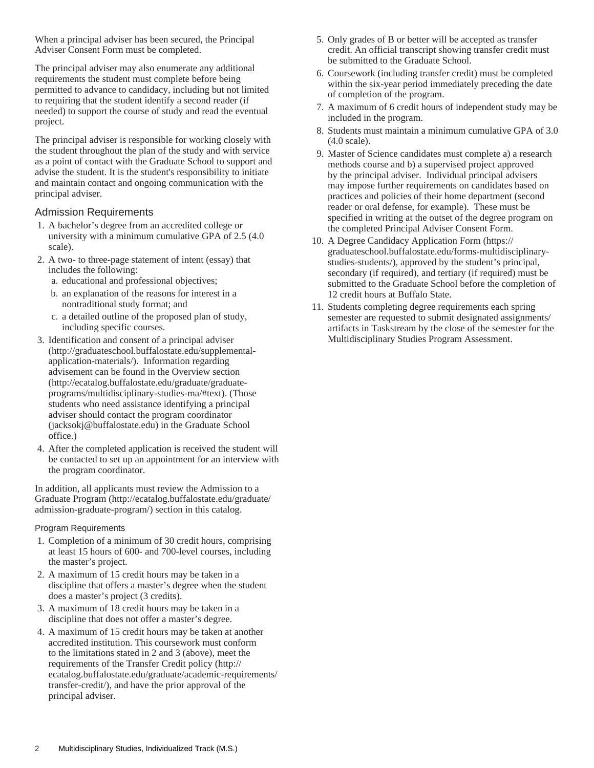When a principal adviser has been secured, the Principal Adviser Consent Form must be completed.

The principal adviser may also enumerate any additional requirements the student must complete before being permitted to advance to candidacy, including but not limited to requiring that the student identify a second reader (if needed) to support the course of study and read the eventual project.

The principal adviser is responsible for working closely with the student throughout the plan of the study and with service as a point of contact with the Graduate School to support and advise the student. It is the student's responsibility to initiate and maintain contact and ongoing communication with the principal adviser.

## Admission Requirements

1. A bachelor's degree from an accredited college or university with a minimum cumulative GPA of 2.5 (4.0 scale).
2. A two- to three-page statement of intent (essay) that includes the following:
   a. educational and professional objectives;
   b. an explanation of the reasons for interest in a nontraditional study format; and
   c. a detailed outline of the proposed plan of study, including specific courses.
3. Identification and consent of a principal adviser (http://graduateschool.buffalostate.edu/supplemental-application-materials/). Information regarding advisement can be found in the Overview section (http://ecatalog.buffalostate.edu/graduate/graduate-programs/multidisciplinary-studies-ma/#text). (Those students who need assistance identifying a principal adviser should contact the program coordinator (jacksokj@buffalostate.edu) in the Graduate School office.)
4. After the completed application is received the student will be contacted to set up an appointment for an interview with the program coordinator.

In addition, all applicants must review the Admission to a Graduate Program (http://ecatalog.buffalostate.edu/graduate/admission-graduate-program/) section in this catalog.

### Program Requirements

1. Completion of a minimum of 30 credit hours, comprising at least 15 hours of 600- and 700-level courses, including the master's project.
2. A maximum of 15 credit hours may be taken in a discipline that offers a master's degree when the student does a master's project (3 credits).
3. A maximum of 18 credit hours may be taken in a discipline that does not offer a master's degree.
4. A maximum of 15 credit hours may be taken at another accredited institution. This coursework must conform to the limitations stated in 2 and 3 (above), meet the requirements of the Transfer Credit policy (http://ecatalog.buffalostate.edu/graduate/academic-requirements/transfer-credit/), and have the prior approval of the principal adviser.
5. Only grades of B or better will be accepted as transfer credit. An official transcript showing transfer credit must be submitted to the Graduate School.
6. Coursework (including transfer credit) must be completed within the six-year period immediately preceding the date of completion of the program.
7. A maximum of 6 credit hours of independent study may be included in the program.
8. Students must maintain a minimum cumulative GPA of 3.0 (4.0 scale).
9. Master of Science candidates must complete a) a research methods course and b) a supervised project approved by the principal adviser. Individual principal advisers may impose further requirements on candidates based on practices and policies of their home department (second reader or oral defense, for example). These must be specified in writing at the outset of the degree program on the completed Principal Adviser Consent Form.
10. A Degree Candidacy Application Form (https://graduateschool.buffalostate.edu/forms-multidisciplinary-studies-students/), approved by the student's principal, secondary (if required), and tertiary (if required) must be submitted to the Graduate School before the completion of 12 credit hours at Buffalo State.
11. Students completing degree requirements each spring semester are requested to submit designated assignments/artifacts in Taskstream by the close of the semester for the Multidisciplinary Studies Program Assessment.